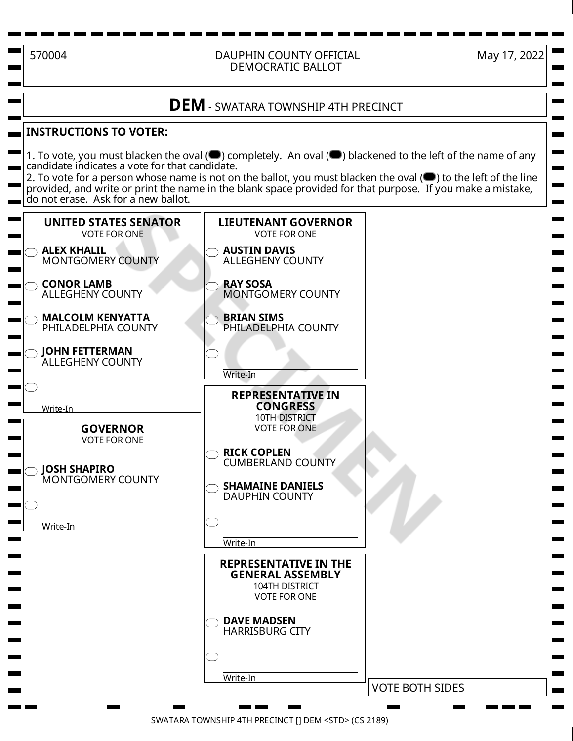570004

DAUPHIN COUNTY OFFICIAL
DEMOCRATIC BALLOT

May 17, 2022

# DEM - SWATARA TOWNSHIP 4TH PRECINCT

**INSTRUCTIONS TO VOTER:**

1. To vote, you must blacken the oval (⬬) completely. An oval (⬬) blackened to the left of the name of any candidate indicates a vote for that candidate.
2. To vote for a person whose name is not on the ballot, you must blacken the oval (⬬) to the left of the line provided, and write or print the name in the blank space provided for that purpose. If you make a mistake, do not erase. Ask for a new ballot.

## UNITED STATES SENATOR
VOTE FOR ONE

- ⬭ **ALEX KHALIL**
  MONTGOMERY COUNTY
- ⬭ **CONOR LAMB**
  ALLEGHENY COUNTY
- ⬭ **MALCOLM KENYATTA**
  PHILADELPHIA COUNTY
- ⬭ **JOHN FETTERMAN**
  ALLEGHENY COUNTY
- ⬭ ________________
  Write-In

## GOVERNOR
VOTE FOR ONE

- ⬭ **JOSH SHAPIRO**
  MONTGOMERY COUNTY
- ⬭ ________________
  Write-In

## LIEUTENANT GOVERNOR
VOTE FOR ONE

- ⬭ **AUSTIN DAVIS**
  ALLEGHENY COUNTY
- ⬭ **RAY SOSA**
  MONTGOMERY COUNTY
- ⬭ **BRIAN SIMS**
  PHILADELPHIA COUNTY
- ⬭ ________________
  Write-In

## REPRESENTATIVE IN CONGRESS
10TH DISTRICT
VOTE FOR ONE

- ⬭ **RICK COPLEN**
  CUMBERLAND COUNTY
- ⬭ **SHAMAINE DANIELS**
  DAUPHIN COUNTY
- ⬭ ________________
  Write-In

## REPRESENTATIVE IN THE GENERAL ASSEMBLY
104TH DISTRICT
VOTE FOR ONE

- ⬭ **DAVE MADSEN**
  HARRISBURG CITY
- ⬭ ________________
  Write-In

VOTE BOTH SIDES

SWATARA TOWNSHIP 4TH PRECINCT [] DEM <STD> (CS 2189)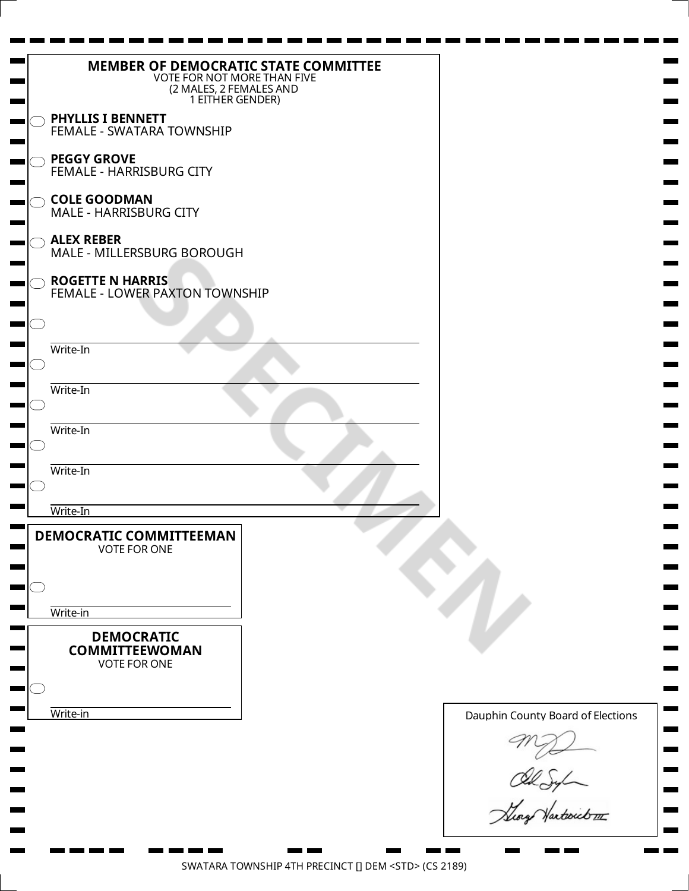## MEMBER OF DEMOCRATIC STATE COMMITTEE

VOTE FOR NOT MORE THAN FIVE
(2 MALES, 2 FEMALES AND
1 EITHER GENDER)

- ⬭ **PHYLLIS I BENNETT**
  FEMALE - SWATARA TOWNSHIP
- ⬭ **PEGGY GROVE**
  FEMALE - HARRISBURG CITY
- ⬭ **COLE GOODMAN**
  MALE - HARRISBURG CITY
- ⬭ **ALEX REBER**
  MALE - MILLERSBURG BOROUGH
- ⬭ **ROGETTE N HARRIS**
  FEMALE - LOWER PAXTON TOWNSHIP
- ⬭ ______________________
  Write-In
- ⬭ ______________________
  Write-In
- ⬭ ______________________
  Write-In
- ⬭ ______________________
  Write-In
- ⬭ ______________________
  Write-In

## DEMOCRATIC COMMITTEEMAN

VOTE FOR ONE

- ⬭ ______________________
  Write-in

## DEMOCRATIC COMMITTEEWOMAN

VOTE FOR ONE

- ⬭ ______________________
  Write-in

Dauphin County Board of Elections

SPECIMEN

SWATARA TOWNSHIP 4TH PRECINCT [] DEM <STD> (CS 2189)